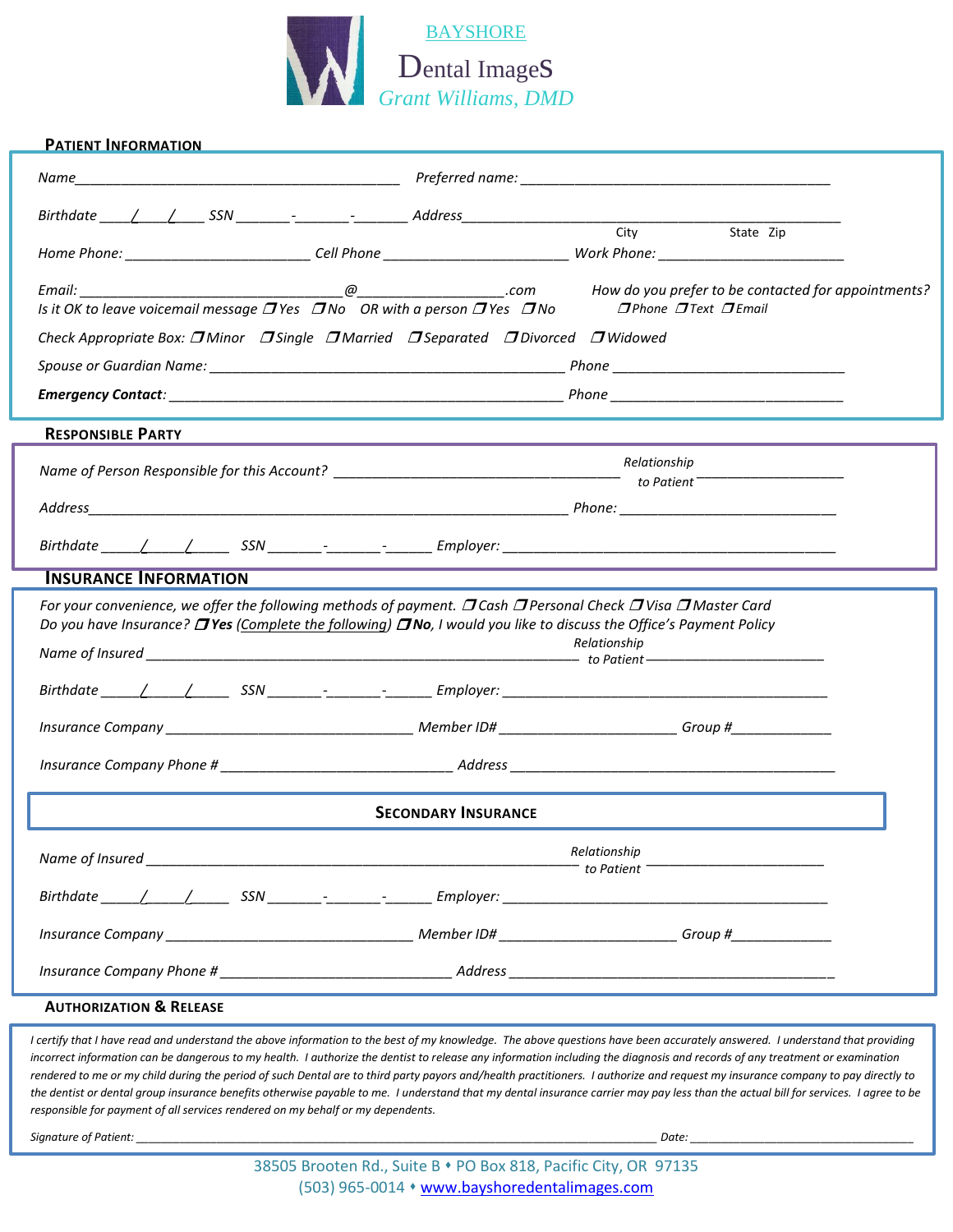BAYSHORE

# Dental ImageS

*Grant Williams, DMD*

## PATIENT INFORMATION

*Name*___________________________________________ *Preferred name:* ________________________________________

*Birthdate* ____/____/____ *SSN* _______-_______-_______ *Address*__________________________________________________
City State Zip

*Home Phone:* ________________________ *Cell Phone* ________________________ *Work Phone:* ________________________

*Email:* __________________________________@___________________.com *How do you prefer to be contacted for appointments?*
*Is it OK to leave voicemail message* ☐ *Yes* ☐ *No* *OR with a person* ☐ *Yes* ☐ *No* ☐ *Phone* ☐ *Text* ☐ *Email*

*Check Appropriate Box:* ☐ *Minor* ☐ *Single* ☐ *Married* ☐ *Separated* ☐ *Divorced* ☐ *Widowed*

*Spouse or Guardian Name:* ______________________________________________ *Phone* ______________________________

***Emergency Contact***: ____________________________________________________ *Phone* ______________________________

## RESPONSIBLE PARTY

*Name of Person Responsible for this Account?* ____________________________________ *Relationship to Patient* __________________

*Address*______________________________________________________________ *Phone:* ____________________________

*Birthdate* _____/_____/_____ *SSN* _______-_______-______ *Employer:* ___________________________________________

## INSURANCE INFORMATION

*For your convenience, we offer the following methods of payment.* ☐ *Cash* ☐ *Personal Check* ☐ *Visa* ☐ *Master Card*
*Do you have Insurance?* ☐ ***Yes*** *(Complete the following)* ☐ ***No****, I would you like to discuss the Office's Payment Policy*

*Name of Insured* _______________________________________________________ *Relationship to Patient* ________________________

*Birthdate* _____/_____/_____ *SSN* _______-_______-______ *Employer:* ___________________________________________

*Insurance Company* ________________________________ *Member ID#* _______________________ *Group #*_____________

*Insurance Company Phone #* ______________________________ *Address* ___________________________________________

### SECONDARY INSURANCE

*Name of Insured* _______________________________________________________ *Relationship to Patient* ________________________

*Birthdate* _____/_____/_____ *SSN* _______-_______-______ *Employer:* ___________________________________________

*Insurance Company* ________________________________ *Member ID#* _______________________ *Group #*_____________

*Insurance Company Phone #* ______________________________ *Address* ___________________________________________

## AUTHORIZATION & RELEASE

*I certify that I have read and understand the above information to the best of my knowledge. The above questions have been accurately answered. I understand that providing incorrect information can be dangerous to my health. I authorize the dentist to release any information including the diagnosis and records of any treatment or examination rendered to me or my child during the period of such Dental are to third party payors and/health practitioners. I authorize and request my insurance company to pay directly to the dentist or dental group insurance benefits otherwise payable to me. I understand that my dental insurance carrier may pay less than the actual bill for services. I agree to be responsible for payment of all services rendered on my behalf or my dependents.*

*Signature of Patient:* ______________________________________________________________________________ *Date:* ___________________________________

38505 Brooten Rd., Suite B • PO Box 818, Pacific City, OR 97135
(503) 965-0014 • www.bayshoredentalimages.com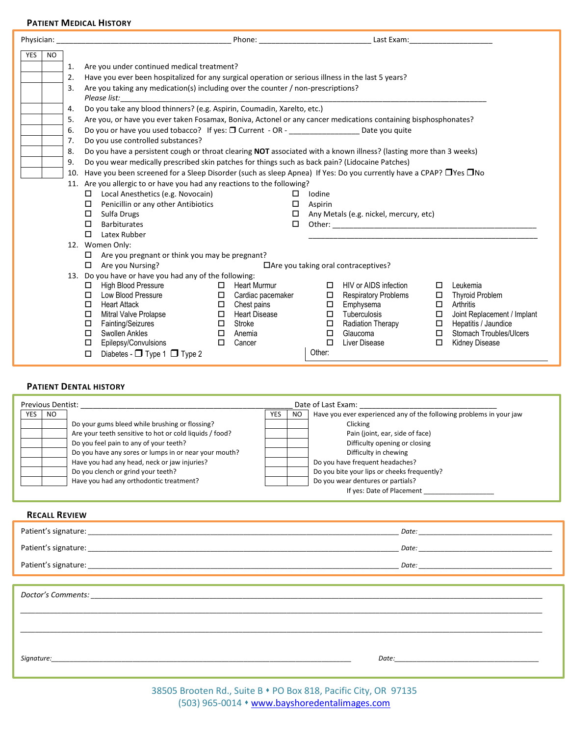## PATIENT MEDICAL HISTORY

Physician: ______________________ Phone: ______________________ Last Exam: ______________________

| YES | NO | | |
|---|---|---|---|
| | | 1. | Are you under continued medical treatment? |
| | | 2. | Have you ever been hospitalized for any surgical operation or serious illness in the last 5 years? |
| | | 3. | Are you taking any medication(s) including over the counter / non-prescriptions? *Please list:* ______________________ |
| | | 4. | Do you take any blood thinners? (e.g. Aspirin, Coumadin, Xarelto, etc.) |
| | | 5. | Are you, or have you ever taken Fosamax, Boniva, Actonel or any cancer medications containing bisphosphonates? |
| | | 6. | Do you or have you used tobacco? If yes: ❒ Current - OR - ____________ Date you quite |
| | | 7. | Do you use controlled substances? |
| | | 8. | Do you have a persistent cough or throat clearing **NOT** associated with a known illness? (lasting more than 3 weeks) |
| | | 9. | Do you wear medically prescribed skin patches for things such as back pain? (Lidocaine Patches) |
| | | 10. | Have you been screened for a Sleep Disorder (such as sleep Apnea) If Yes: Do you currently have a CPAP? ❒Yes ❒No |

11. Are you allergic to or have you had any reactions to the following?
    - ☐ Local Anesthetics (e.g. Novocain)
    - ☐ Penicillin or any other Antibiotics
    - ☐ Sulfa Drugs
    - ☐ Barbiturates
    - ☐ Latex Rubber
    - ☐ Iodine
    - ☐ Aspirin
    - ☐ Any Metals (e.g. nickel, mercury, etc)
    - ☐ Other: ______________________

12. Women Only:
    - ☐ Are you pregnant or think you may be pregnant?
    - ☐ Are you Nursing?
    - ☐ Are you taking oral contraceptives?

13. Do you have or have you had any of the following:

| | | | |
|---|---|---|---|
| ☐ High Blood Pressure | ☐ Heart Murmur | ☐ HIV or AIDS infection | ☐ Leukemia |
| ☐ Low Blood Pressure | ☐ Cardiac pacemaker | ☐ Respiratory Problems | ☐ Thyroid Problem |
| ☐ Heart Attack | ☐ Chest pains | ☐ Emphysema | ☐ Arthritis |
| ☐ Mitral Valve Prolapse | ☐ Heart Disease | ☐ Tuberculosis | ☐ Joint Replacement / Implant |
| ☐ Fainting/Seizures | ☐ Stroke | ☐ Radiation Therapy | ☐ Hepatitis / Jaundice |
| ☐ Swollen Ankles | ☐ Anemia | ☐ Glaucoma | ☐ Stomach Troubles/Ulcers |
| ☐ Epilepsy/Convulsions | ☐ Cancer | ☐ Liver Disease | ☐ Kidney Disease |
| ☐ Diabetes - ❒ Type 1 ❒ Type 2 | | Other: ______________________ | |

## PATIENT DENTAL HISTORY

Previous Dentist: ______________________ Date of Last Exam: ______________________

| YES | NO | |
|---|---|---|
| | | Do your gums bleed while brushing or flossing? |
| | | Are your teeth sensitive to hot or cold liquids / food? |
| | | Do you feel pain to any of your teeth? |
| | | Do you have any sores or lumps in or near your mouth? |
| | | Have you had any head, neck or jaw injuries? |
| | | Do you clench or grind your teeth? |
| | | Have you had any orthodontic treatment? |

| YES | NO | Have you ever experienced any of the following problems in your jaw |
|---|---|---|
| | | Clicking |
| | | Pain (joint, ear, side of face) |
| | | Difficulty opening or closing |
| | | Difficulty in chewing |
| | | Do you have frequent headaches? |
| | | Do you bite your lips or cheeks frequently? |
| | | Do you wear dentures or partials? |
| | | If yes: Date of Placement ____________ |

## RECALL REVIEW

Patient's signature: ______________________ *Date:* ______________

Patient's signature: ______________________ *Date:* ______________

Patient's signature: ______________________ *Date:* ______________

*Doctor's Comments:* ______________________

______________________

______________________

*Signature:* ______________________ *Date:* ______________

38505 Brooten Rd., Suite B ♦ PO Box 818, Pacific City, OR 97135
(503) 965-0014 ♦ www.bayshoredentalimages.com